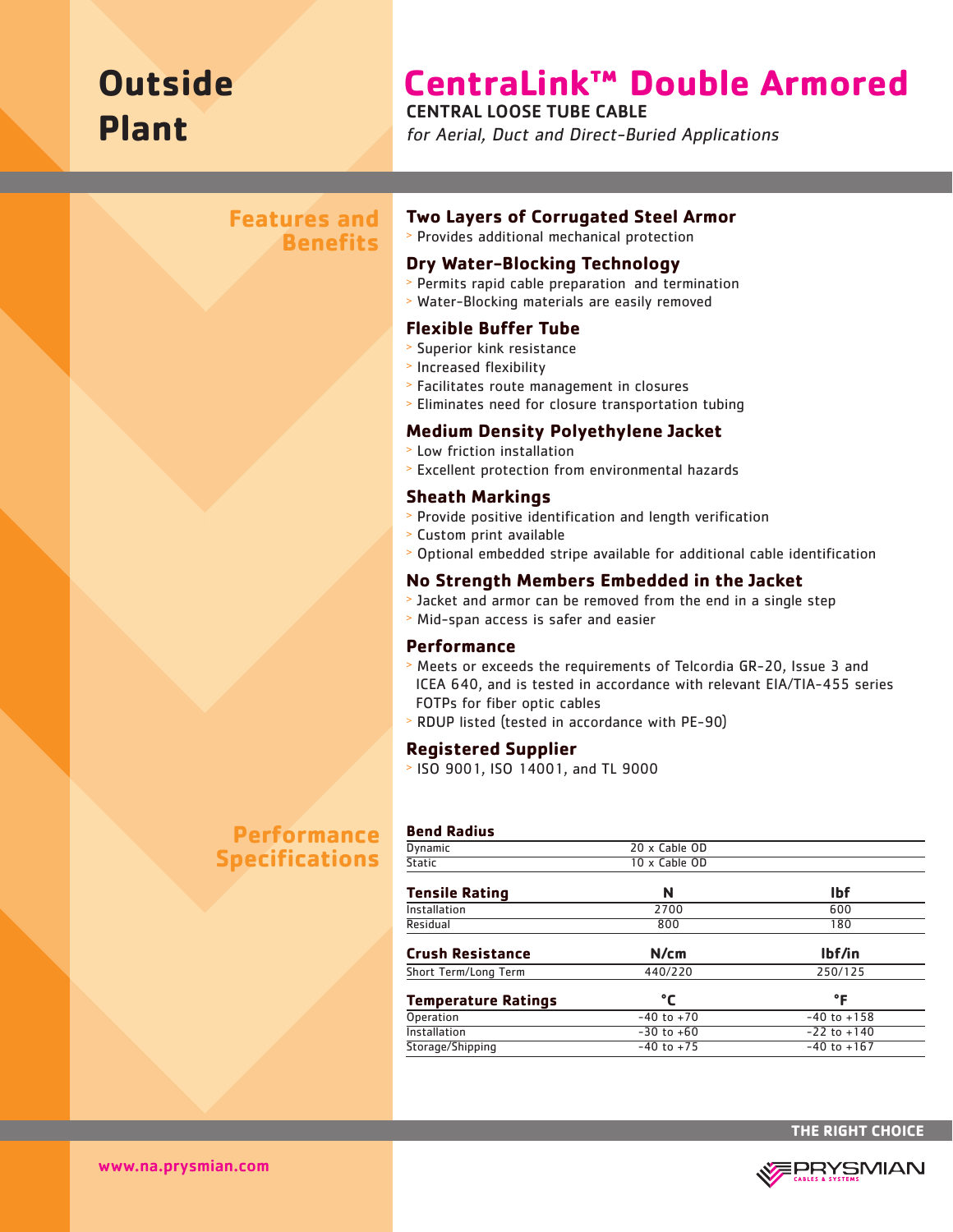# Outside Plant

# CentraLink™ Double Armored

## CENTRAL LOOSE TUBE CABLE

*for Aerial, Duct and Direct-Buried Applications*

## Features and Benefits

### Two Layers of Corrugated Steel Armor

- Provides additional mechanical protection

### Dry Water-Blocking Technology

- Permits rapid cable preparation and termination
- Water-Blocking materials are easily removed

### Flexible Buffer Tube

- Superior kink resistance
- Increased flexibility
- Facilitates route management in closures
- Eliminates need for closure transportation tubing

### Medium Density Polyethylene Jacket

- Low friction installation
- Excellent protection from environmental hazards

### Sheath Markings

- Provide positive identification and length verification
- Custom print available
- Optional embedded stripe available for additional cable identification

### No Strength Members Embedded in the Jacket

- Jacket and armor can be removed from the end in a single step
- Mid-span access is safer and easier

### Performance

- Meets or exceeds the requirements of Telcordia GR-20, Issue 3 and ICEA 640, and is tested in accordance with relevant EIA/TIA-455 series FOTPs for fiber optic cables
- RDUP listed (tested in accordance with PE-90)

### Registered Supplier

- ISO 9001, ISO 14001, and TL 9000

## Performance Specifications

| Bend Radius | | |
|---|---|---|
| Dynamic | 20 x Cable OD | |
| Static | 10 x Cable OD | |

| Tensile Rating | N | lbf |
|---|---|---|
| Installation | 2700 | 600 |
| Residual | 800 | 180 |

| Crush Resistance | N/cm | lbf/in |
|---|---|---|
| Short Term/Long Term | 440/220 | 250/125 |

| Temperature Ratings | °C | °F |
|---|---|---|
| Operation | -40 to +70 | -40 to +158 |
| Installation | -30 to +60 | -22 to +140 |
| Storage/Shipping | -40 to +75 | -40 to +167 |

THE RIGHT CHOICE

www.na.prysmian.com

PRYSMIAN CABLES & SYSTEMS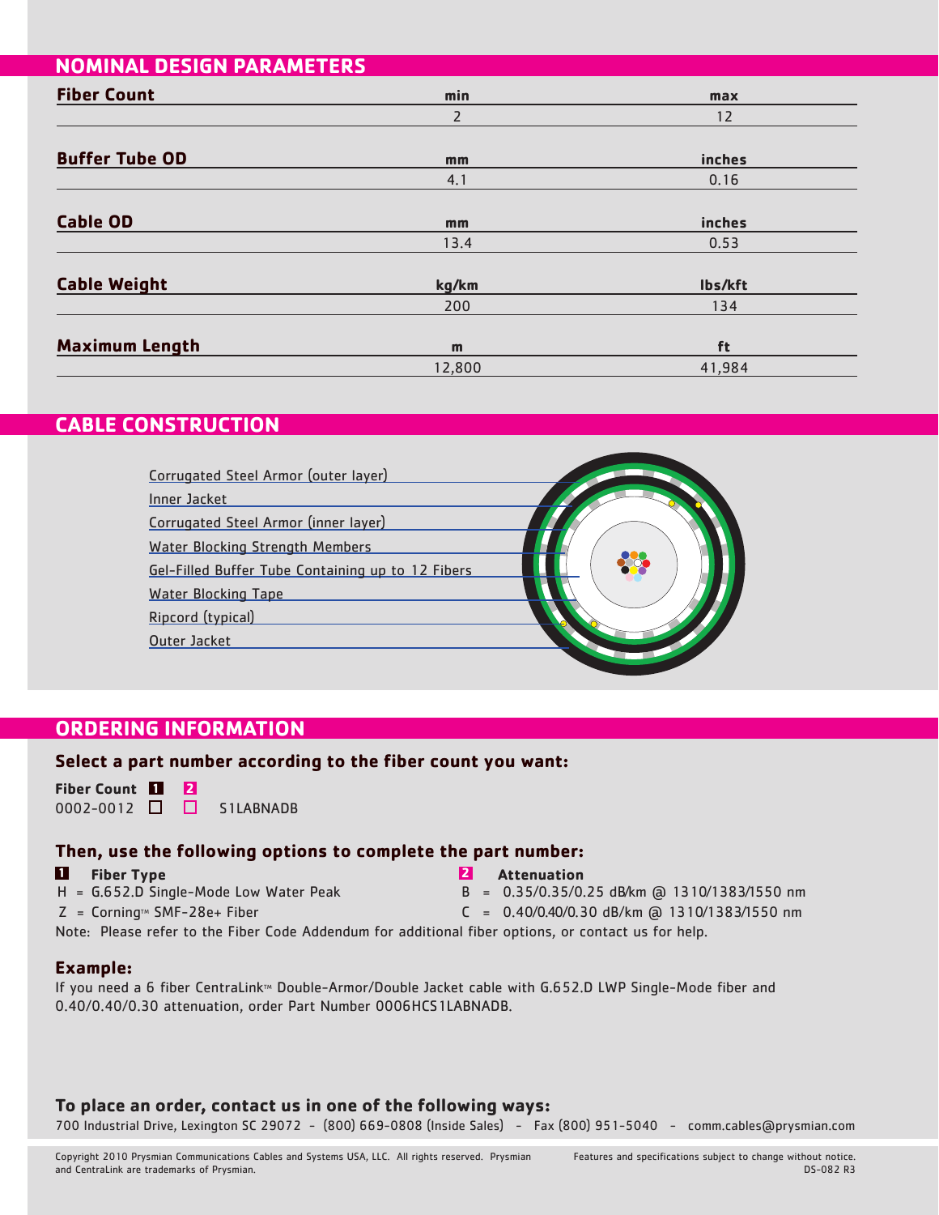## NOMINAL DESIGN PARAMETERS

| Fiber Count | min | max |
|---|---|---|
| | 2 | 12 |

| Buffer Tube OD | mm | inches |
|---|---|---|
| | 4.1 | 0.16 |

| Cable OD | mm | inches |
|---|---|---|
| | 13.4 | 0.53 |

| Cable Weight | kg/km | lbs/kft |
|---|---|---|
| | 200 | 134 |

| Maximum Length | m | ft |
|---|---|---|
| | 12,800 | 41,984 |

## CABLE CONSTRUCTION

Corrugated Steel Armor (outer layer)
Inner Jacket
Corrugated Steel Armor (inner layer)
Water Blocking Strength Members
Gel-Filled Buffer Tube Containing up to 12 Fibers
Water Blocking Tape
Ripcord (typical)
Outer Jacket

## ORDERING INFORMATION

### Select a part number according to the fiber count you want:

**Fiber Count** 1 2
0002-0012 ☐ ☐ S1LABNADB

### Then, use the following options to complete the part number:

**1 Fiber Type**
H = G.652.D Single-Mode Low Water Peak
Z = Corning™ SMF-28e+ Fiber

**2 Attenuation**
B = 0.35/0.35/0.25 dB/km @ 1310/1383/1550 nm
C = 0.40/0.40/0.30 dB/km @ 1310/1383/1550 nm

Note: Please refer to the Fiber Code Addendum for additional fiber options, or contact us for help.

### Example:

If you need a 6 fiber CentraLink™ Double-Armor/Double Jacket cable with G.652.D LWP Single-Mode fiber and 0.40/0.40/0.30 attenuation, order Part Number 0006HCS1LABNADB.

### To place an order, contact us in one of the following ways:

700 Industrial Drive, Lexington SC 29072 - (800) 669-0808 (Inside Sales) - Fax (800) 951-5040 - comm.cables@prysmian.com

Copyright 2010 Prysmian Communications Cables and Systems USA, LLC. All rights reserved. Prysmian and CentraLink are trademarks of Prysmian.

Features and specifications subject to change without notice.
DS-082 R3